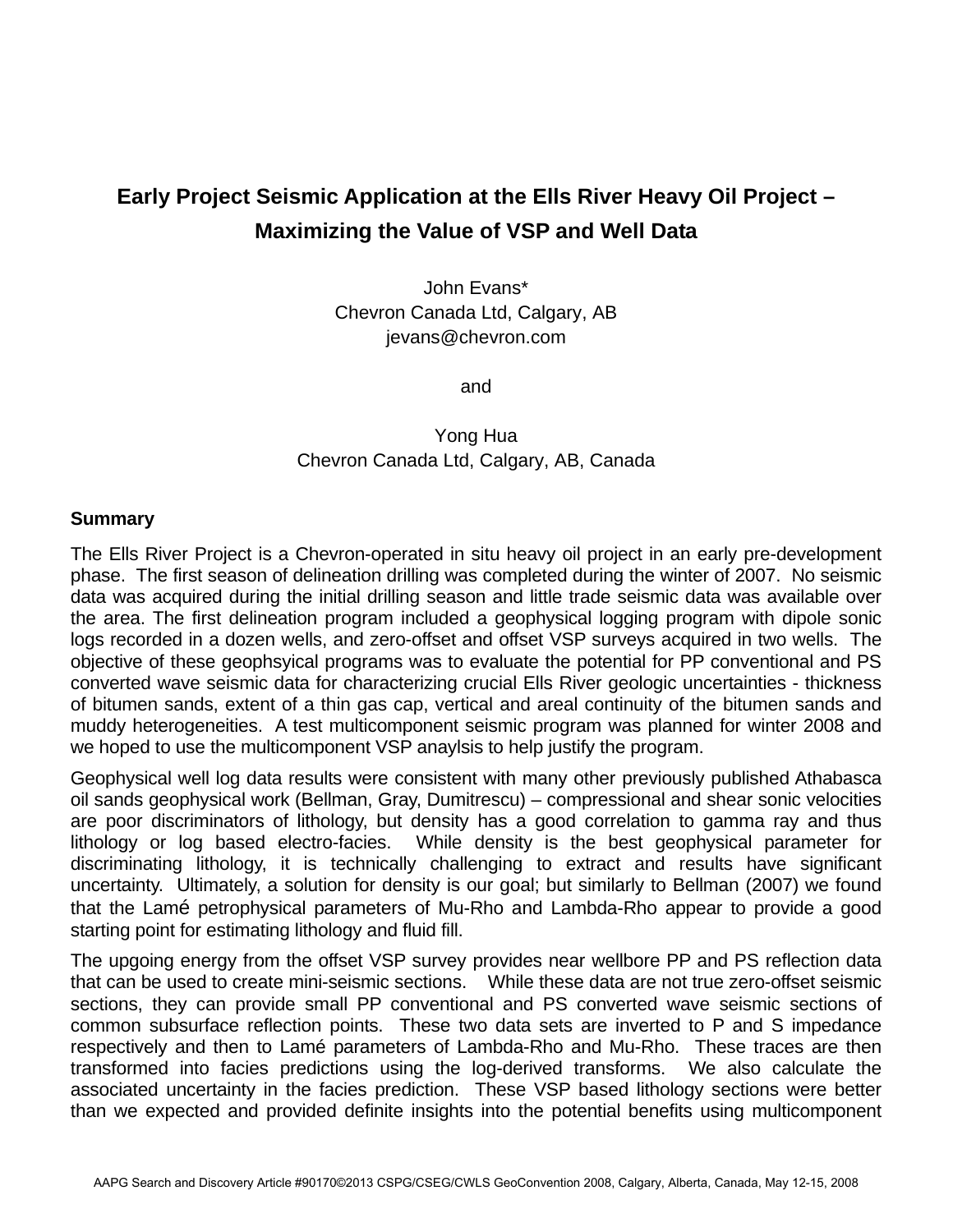# Early Project Seismic Application at the Ells River Heavy Oil Project – Maximizing the Value of VSP and Well Data

John Evans*
Chevron Canada Ltd, Calgary, AB
jevans@chevron.com

and

Yong Hua
Chevron Canada Ltd, Calgary, AB, Canada

## Summary

The Ells River Project is a Chevron-operated in situ heavy oil project in an early pre-development phase. The first season of delineation drilling was completed during the winter of 2007. No seismic data was acquired during the initial drilling season and little trade seismic data was available over the area. The first delineation program included a geophysical logging program with dipole sonic logs recorded in a dozen wells, and zero-offset and offset VSP surveys acquired in two wells. The objective of these geophsyical programs was to evaluate the potential for PP conventional and PS converted wave seismic data for characterizing crucial Ells River geologic uncertainties - thickness of bitumen sands, extent of a thin gas cap, vertical and areal continuity of the bitumen sands and muddy heterogeneities. A test multicomponent seismic program was planned for winter 2008 and we hoped to use the multicomponent VSP anaylsis to help justify the program.

Geophysical well log data results were consistent with many other previously published Athabasca oil sands geophysical work (Bellman, Gray, Dumitrescu) – compressional and shear sonic velocities are poor discriminators of lithology, but density has a good correlation to gamma ray and thus lithology or log based electro-facies. While density is the best geophysical parameter for discriminating lithology, it is technically challenging to extract and results have significant uncertainty. Ultimately, a solution for density is our goal; but similarly to Bellman (2007) we found that the Lamé petrophysical parameters of Mu-Rho and Lambda-Rho appear to provide a good starting point for estimating lithology and fluid fill.

The upgoing energy from the offset VSP survey provides near wellbore PP and PS reflection data that can be used to create mini-seismic sections. While these data are not true zero-offset seismic sections, they can provide small PP conventional and PS converted wave seismic sections of common subsurface reflection points. These two data sets are inverted to P and S impedance respectively and then to Lamé parameters of Lambda-Rho and Mu-Rho. These traces are then transformed into facies predictions using the log-derived transforms. We also calculate the associated uncertainty in the facies prediction. These VSP based lithology sections were better than we expected and provided definite insights into the potential benefits using multicomponent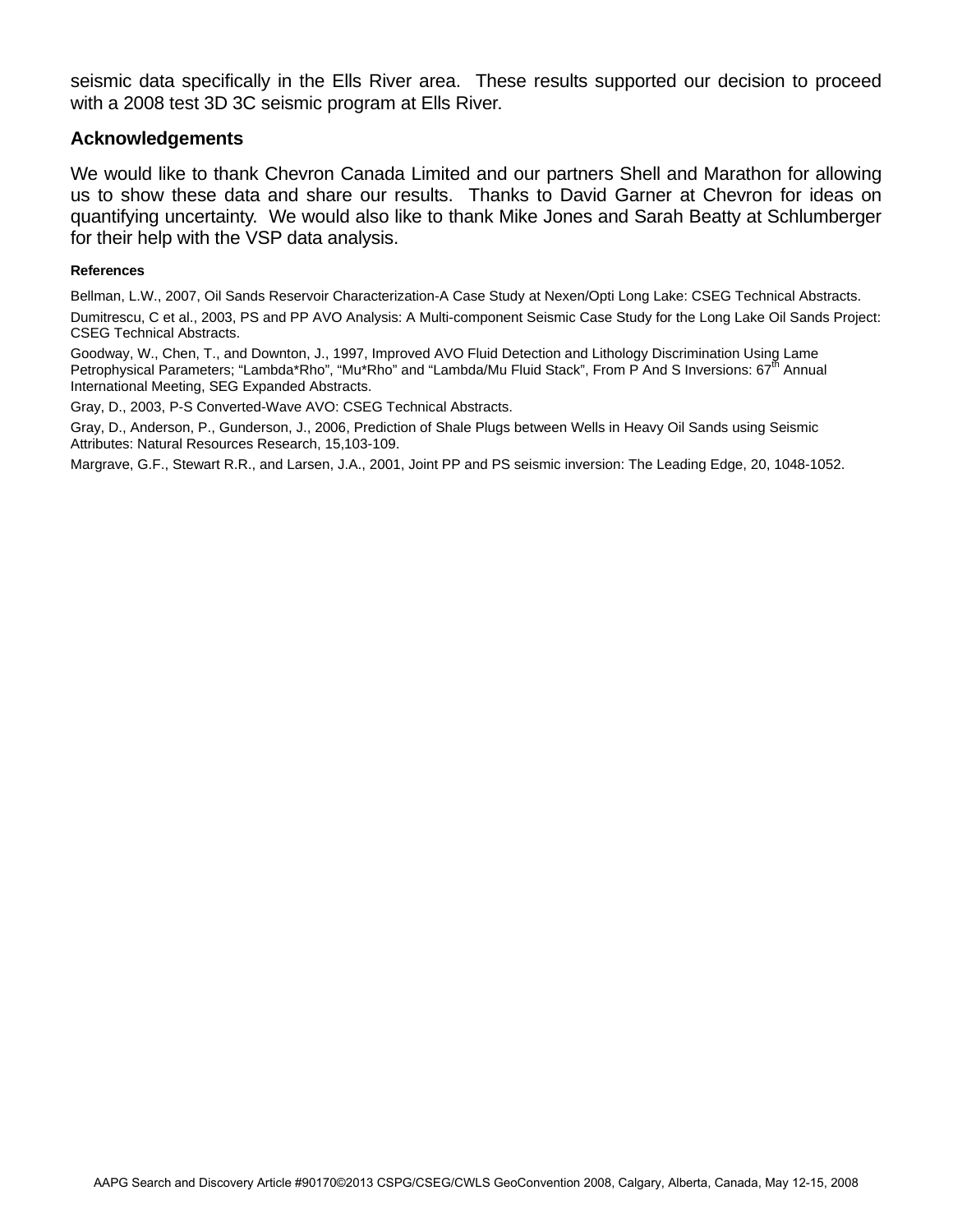seismic data specifically in the Ells River area. These results supported our decision to proceed with a 2008 test 3D 3C seismic program at Ells River.

## Acknowledgements

We would like to thank Chevron Canada Limited and our partners Shell and Marathon for allowing us to show these data and share our results. Thanks to David Garner at Chevron for ideas on quantifying uncertainty. We would also like to thank Mike Jones and Sarah Beatty at Schlumberger for their help with the VSP data analysis.

#### References

Bellman, L.W., 2007, Oil Sands Reservoir Characterization-A Case Study at Nexen/Opti Long Lake: CSEG Technical Abstracts.

Dumitrescu, C et al., 2003, PS and PP AVO Analysis: A Multi-component Seismic Case Study for the Long Lake Oil Sands Project: CSEG Technical Abstracts.

Goodway, W., Chen, T., and Downton, J., 1997, Improved AVO Fluid Detection and Lithology Discrimination Using Lame Petrophysical Parameters; "Lambda*Rho", "Mu*Rho" and "Lambda/Mu Fluid Stack", From P And S Inversions: 67th Annual International Meeting, SEG Expanded Abstracts.

Gray, D., 2003, P-S Converted-Wave AVO: CSEG Technical Abstracts.

Gray, D., Anderson, P., Gunderson, J., 2006, Prediction of Shale Plugs between Wells in Heavy Oil Sands using Seismic Attributes: Natural Resources Research, 15,103-109.

Margrave, G.F., Stewart R.R., and Larsen, J.A., 2001, Joint PP and PS seismic inversion: The Leading Edge, 20, 1048-1052.